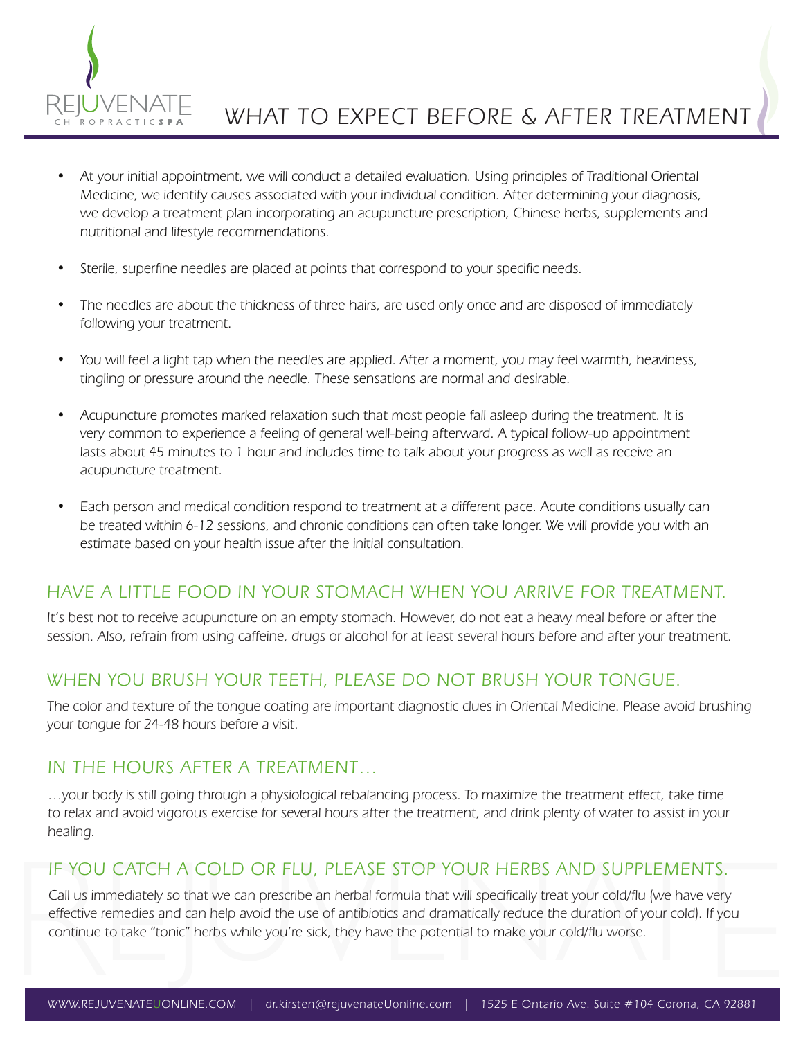# WHAT TO EXPECT BEFORE & AFTER TREATMENT

- *At your initial appointment, we will conduct a detailed evaluation. Using principles of Traditional Oriental Medicine, we identify causes associated with your individual condition. After determining your diagnosis, we develop a treatment plan incorporating an acupuncture prescription, Chinese herbs, supplements and nutritional and lifestyle recommendations.*
- *Sterile, superfine needles are placed at points that correspond to your specific needs.*
- *The needles are about the thickness of three hairs, are used only once and are disposed of immediately following your treatment.*
- *You will feel a light tap when the needles are applied. After a moment, you may feel warmth, heaviness, tingling or pressure around the needle. These sensations are normal and desirable.*
- *Acupuncture promotes marked relaxation such that most people fall asleep during the treatment. It is very common to experience a feeling of general well-being afterward. A typical follow-up appointment lasts about 45 minutes to 1 hour and includes time to talk about your progress as well as receive an acupuncture treatment.*
- *Each person and medical condition respond to treatment at a different pace. Acute conditions usually can be treated within 6-12 sessions, and chronic conditions can often take longer. We will provide you with an estimate based on your health issue after the initial consultation.*

## HAVE A LITTLE FOOD IN YOUR STOMACH WHEN YOU ARRIVE FOR TREATMENT.

*It's best not to receive acupuncture on an empty stomach. However, do not eat a heavy meal before or after the session. Also, refrain from using caffeine, drugs or alcohol for at least several hours before and after your treatment.*

## WHEN YOU BRUSH YOUR TEETH, PLEASE DO NOT BRUSH YOUR TONGUE.

*The color and texture of the tongue coating are important diagnostic clues in Oriental Medicine. Please avoid brushing your tongue for 24-48 hours before a visit.*

## IN THE HOURS AFTER A TREATMENT…

*…your body is still going through a physiological rebalancing process. To maximize the treatment effect, take time to relax and avoid vigorous exercise for several hours after the treatment, and drink plenty of water to assist in your healing.*

## IF YOU CATCH A COLD OR FLU, PLEASE STOP YOUR HERBS AND SUPPLEMENTS.

Call us immediately so that we can prescribe an herbal formula that will specifically treat your cold/flu (we have very effective remedies and can help avoid the use of antibiotics and dramatically reduce the duration of your cold). If you continue to take "tonic" herbs while you're sick, they have the potential to make your cold/flu worse.

WWW.REJUVENATEUONLINE.COM | dr.kirsten@rejuvenateUonline.com | 1525 E Ontario Ave. Suite #104 Corona, CA 92881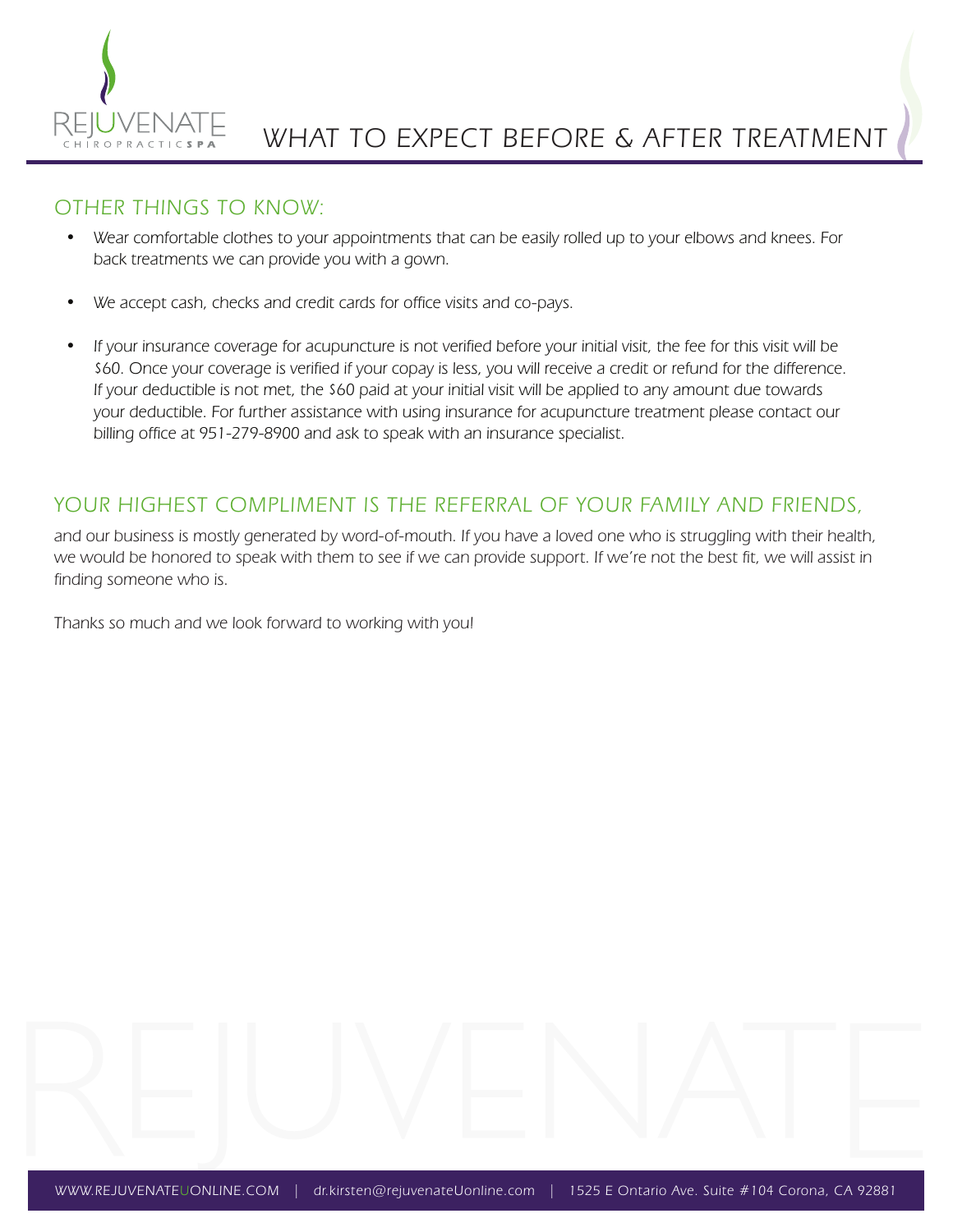## OTHER THINGS TO KNOW:

- Wear comfortable clothes to your appointments that can be easily rolled up to your elbows and knees. For back treatments we can provide you with a gown.
- We accept cash, checks and credit cards for office visits and co-pays.
- If your insurance coverage for acupuncture is not verified before your initial visit, the fee for this visit will be $60. Once your coverage is verified if your copay is less, you will receive a credit or refund for the difference. If your deductible is not met, the $60 paid at your initial visit will be applied to any amount due towards your deductible. For further assistance with using insurance for acupuncture treatment please contact our billing office at 951-279-8900 and ask to speak with an insurance specialist.

## YOUR HIGHEST COMPLIMENT IS THE REFERRAL OF YOUR FAMILY AND FRIENDS,

and our business is mostly generated by word-of-mouth. If you have a loved one who is struggling with their health, we would be honored to speak with them to see if we can provide support. If we're not the best fit, we will assist in finding someone who is.

Thanks so much and we look forward to working with you!